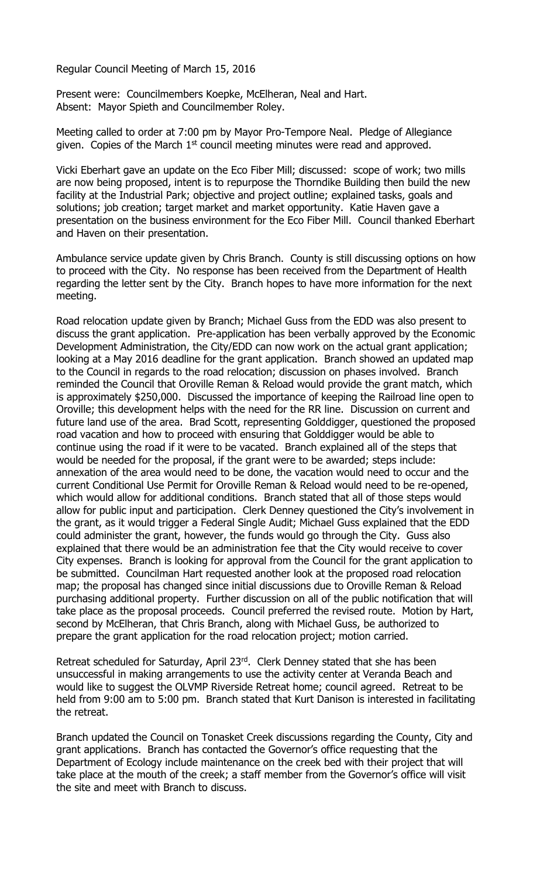Regular Council Meeting of March 15, 2016

Present were: Councilmembers Koepke, McElheran, Neal and Hart.
Absent: Mayor Spieth and Councilmember Roley.

Meeting called to order at 7:00 pm by Mayor Pro-Tempore Neal. Pledge of Allegiance given. Copies of the March 1st council meeting minutes were read and approved.

Vicki Eberhart gave an update on the Eco Fiber Mill; discussed: scope of work; two mills are now being proposed, intent is to repurpose the Thorndike Building then build the new facility at the Industrial Park; objective and project outline; explained tasks, goals and solutions; job creation; target market and market opportunity. Katie Haven gave a presentation on the business environment for the Eco Fiber Mill. Council thanked Eberhart and Haven on their presentation.

Ambulance service update given by Chris Branch. County is still discussing options on how to proceed with the City. No response has been received from the Department of Health regarding the letter sent by the City. Branch hopes to have more information for the next meeting.

Road relocation update given by Branch; Michael Guss from the EDD was also present to discuss the grant application. Pre-application has been verbally approved by the Economic Development Administration, the City/EDD can now work on the actual grant application; looking at a May 2016 deadline for the grant application. Branch showed an updated map to the Council in regards to the road relocation; discussion on phases involved. Branch reminded the Council that Oroville Reman & Reload would provide the grant match, which is approximately $250,000. Discussed the importance of keeping the Railroad line open to Oroville; this development helps with the need for the RR line. Discussion on current and future land use of the area. Brad Scott, representing Golddigger, questioned the proposed road vacation and how to proceed with ensuring that Golddigger would be able to continue using the road if it were to be vacated. Branch explained all of the steps that would be needed for the proposal, if the grant were to be awarded; steps include: annexation of the area would need to be done, the vacation would need to occur and the current Conditional Use Permit for Oroville Reman & Reload would need to be re-opened, which would allow for additional conditions. Branch stated that all of those steps would allow for public input and participation. Clerk Denney questioned the City's involvement in the grant, as it would trigger a Federal Single Audit; Michael Guss explained that the EDD could administer the grant, however, the funds would go through the City. Guss also explained that there would be an administration fee that the City would receive to cover City expenses. Branch is looking for approval from the Council for the grant application to be submitted. Councilman Hart requested another look at the proposed road relocation map; the proposal has changed since initial discussions due to Oroville Reman & Reload purchasing additional property. Further discussion on all of the public notification that will take place as the proposal proceeds. Council preferred the revised route. Motion by Hart, second by McElheran, that Chris Branch, along with Michael Guss, be authorized to prepare the grant application for the road relocation project; motion carried.

Retreat scheduled for Saturday, April 23rd. Clerk Denney stated that she has been unsuccessful in making arrangements to use the activity center at Veranda Beach and would like to suggest the OLVMP Riverside Retreat home; council agreed. Retreat to be held from 9:00 am to 5:00 pm. Branch stated that Kurt Danison is interested in facilitating the retreat.

Branch updated the Council on Tonasket Creek discussions regarding the County, City and grant applications. Branch has contacted the Governor's office requesting that the Department of Ecology include maintenance on the creek bed with their project that will take place at the mouth of the creek; a staff member from the Governor's office will visit the site and meet with Branch to discuss.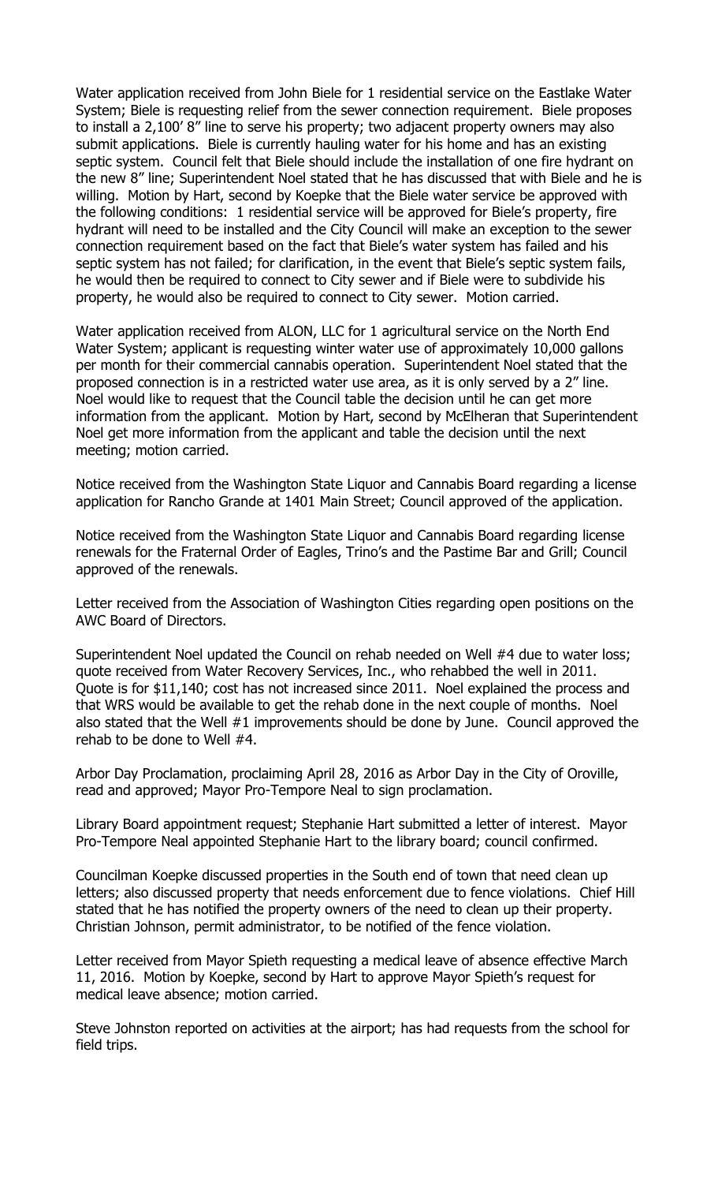Water application received from John Biele for 1 residential service on the Eastlake Water System; Biele is requesting relief from the sewer connection requirement. Biele proposes to install a 2,100' 8" line to serve his property; two adjacent property owners may also submit applications. Biele is currently hauling water for his home and has an existing septic system. Council felt that Biele should include the installation of one fire hydrant on the new 8" line; Superintendent Noel stated that he has discussed that with Biele and he is willing. Motion by Hart, second by Koepke that the Biele water service be approved with the following conditions: 1 residential service will be approved for Biele's property, fire hydrant will need to be installed and the City Council will make an exception to the sewer connection requirement based on the fact that Biele's water system has failed and his septic system has not failed; for clarification, in the event that Biele's septic system fails, he would then be required to connect to City sewer and if Biele were to subdivide his property, he would also be required to connect to City sewer. Motion carried.

Water application received from ALON, LLC for 1 agricultural service on the North End Water System; applicant is requesting winter water use of approximately 10,000 gallons per month for their commercial cannabis operation. Superintendent Noel stated that the proposed connection is in a restricted water use area, as it is only served by a 2" line. Noel would like to request that the Council table the decision until he can get more information from the applicant. Motion by Hart, second by McElheran that Superintendent Noel get more information from the applicant and table the decision until the next meeting; motion carried.

Notice received from the Washington State Liquor and Cannabis Board regarding a license application for Rancho Grande at 1401 Main Street; Council approved of the application.

Notice received from the Washington State Liquor and Cannabis Board regarding license renewals for the Fraternal Order of Eagles, Trino's and the Pastime Bar and Grill; Council approved of the renewals.

Letter received from the Association of Washington Cities regarding open positions on the AWC Board of Directors.

Superintendent Noel updated the Council on rehab needed on Well #4 due to water loss; quote received from Water Recovery Services, Inc., who rehabbed the well in 2011. Quote is for $11,140; cost has not increased since 2011. Noel explained the process and that WRS would be available to get the rehab done in the next couple of months. Noel also stated that the Well #1 improvements should be done by June. Council approved the rehab to be done to Well #4.

Arbor Day Proclamation, proclaiming April 28, 2016 as Arbor Day in the City of Oroville, read and approved; Mayor Pro-Tempore Neal to sign proclamation.

Library Board appointment request; Stephanie Hart submitted a letter of interest. Mayor Pro-Tempore Neal appointed Stephanie Hart to the library board; council confirmed.

Councilman Koepke discussed properties in the South end of town that need clean up letters; also discussed property that needs enforcement due to fence violations. Chief Hill stated that he has notified the property owners of the need to clean up their property. Christian Johnson, permit administrator, to be notified of the fence violation.

Letter received from Mayor Spieth requesting a medical leave of absence effective March 11, 2016. Motion by Koepke, second by Hart to approve Mayor Spieth's request for medical leave absence; motion carried.

Steve Johnston reported on activities at the airport; has had requests from the school for field trips.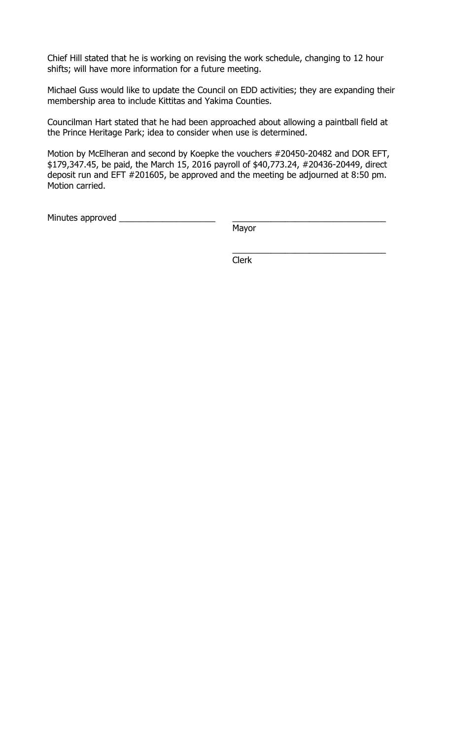Chief Hill stated that he is working on revising the work schedule, changing to 12 hour shifts; will have more information for a future meeting.

Michael Guss would like to update the Council on EDD activities; they are expanding their membership area to include Kittitas and Yakima Counties.

Councilman Hart stated that he had been approached about allowing a paintball field at the Prince Heritage Park; idea to consider when use is determined.

Motion by McElheran and second by Koepke the vouchers #20450-20482 and DOR EFT, $179,347.45, be paid, the March 15, 2016 payroll of $40,773.24, #20436-20449, direct deposit run and EFT #201605, be approved and the meeting be adjourned at 8:50 pm. Motion carried.

Minutes approved ____________________ ________________________________

Mayor

________________________________

Clerk